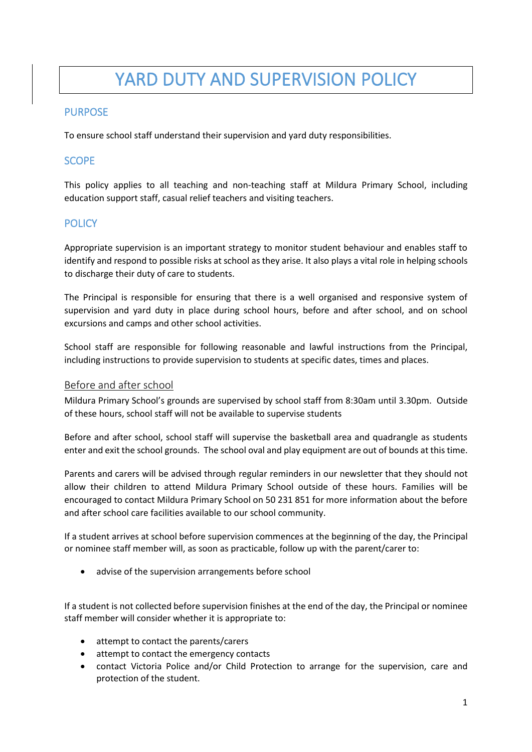# YARD DUTY AND SUPERVISION POLICY

## PURPOSE

To ensure school staff understand their supervision and yard duty responsibilities.

## SCOPE

This policy applies to all teaching and non-teaching staff at Mildura Primary School, including education support staff, casual relief teachers and visiting teachers.

## POLICY

Appropriate supervision is an important strategy to monitor student behaviour and enables staff to identify and respond to possible risks at school as they arise. It also plays a vital role in helping schools to discharge their duty of care to students.

The Principal is responsible for ensuring that there is a well organised and responsive system of supervision and yard duty in place during school hours, before and after school, and on school excursions and camps and other school activities.

School staff are responsible for following reasonable and lawful instructions from the Principal, including instructions to provide supervision to students at specific dates, times and places.

### Before and after school

Mildura Primary School's grounds are supervised by school staff from 8:30am until 3.30pm. Outside of these hours, school staff will not be available to supervise students

Before and after school, school staff will supervise the basketball area and quadrangle as students enter and exit the school grounds. The school oval and play equipment are out of bounds at this time.

Parents and carers will be advised through regular reminders in our newsletter that they should not allow their children to attend Mildura Primary School outside of these hours. Families will be encouraged to contact Mildura Primary School on 50 231 851 for more information about the before and after school care facilities available to our school community.

If a student arrives at school before supervision commences at the beginning of the day, the Principal or nominee staff member will, as soon as practicable, follow up with the parent/carer to:

- advise of the supervision arrangements before school

If a student is not collected before supervision finishes at the end of the day, the Principal or nominee staff member will consider whether it is appropriate to:

- attempt to contact the parents/carers
- attempt to contact the emergency contacts
- contact Victoria Police and/or Child Protection to arrange for the supervision, care and protection of the student.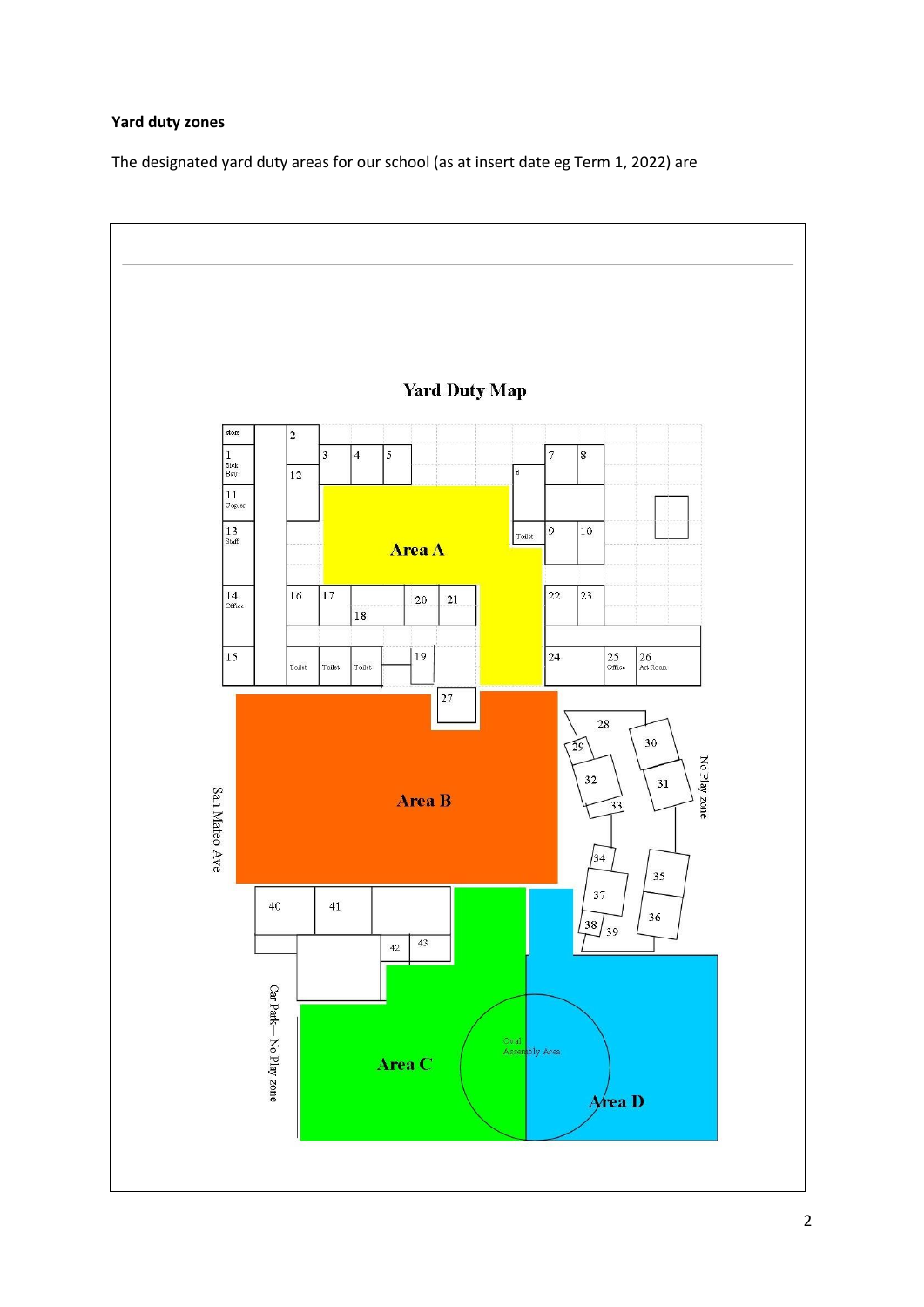**Yard duty zones**

The designated yard duty areas for our school (as at insert date eg Term 1, 2022) are

**Yard Duty Map**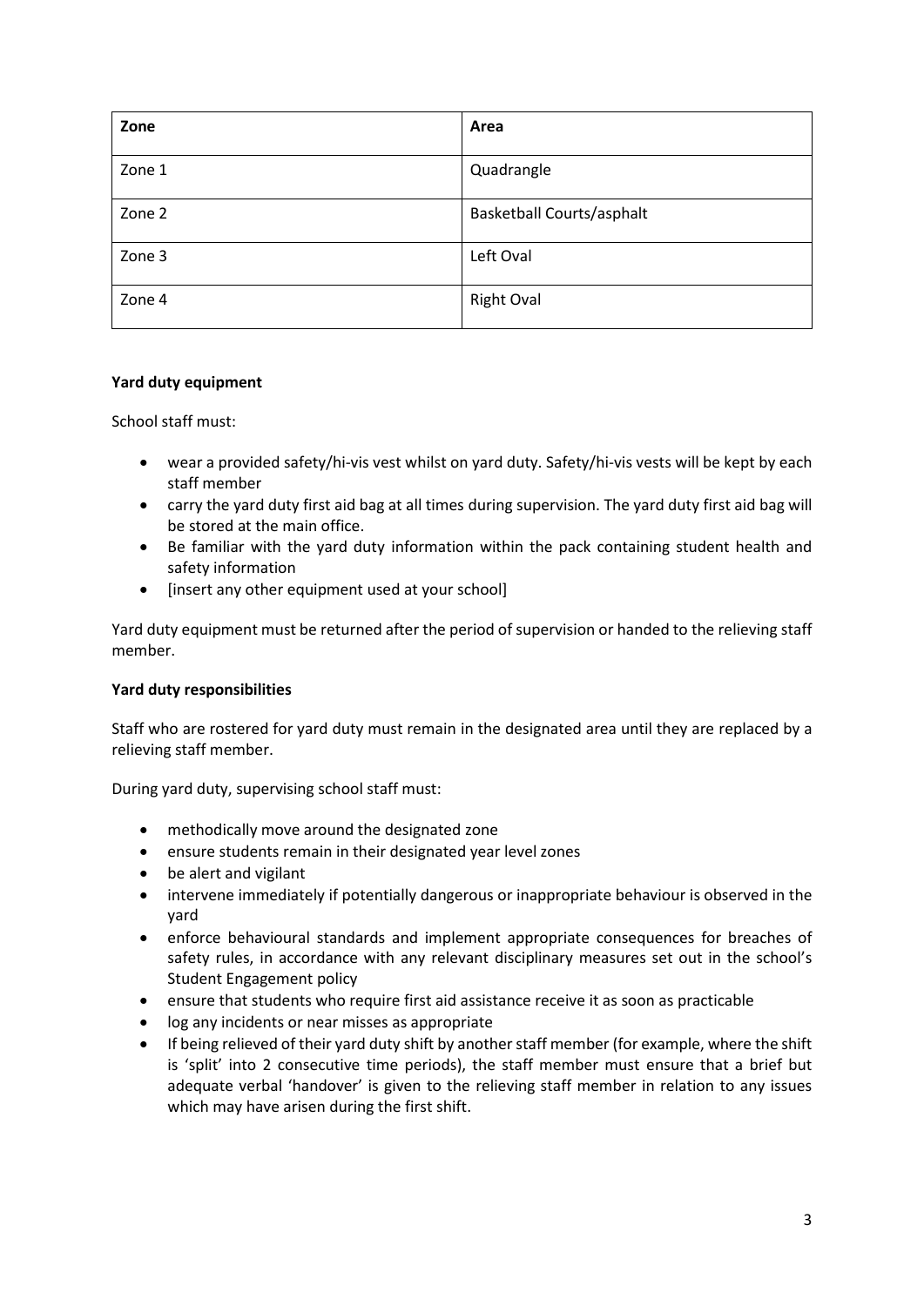| Zone | Area |
|---|---|
| Zone 1 | Quadrangle |
| Zone 2 | Basketball Courts/asphalt |
| Zone 3 | Left Oval |
| Zone 4 | Right Oval |

**Yard duty equipment**

School staff must:

- wear a provided safety/hi-vis vest whilst on yard duty. Safety/hi-vis vests will be kept by each staff member
- carry the yard duty first aid bag at all times during supervision. The yard duty first aid bag will be stored at the main office.
- Be familiar with the yard duty information within the pack containing student health and safety information
- [insert any other equipment used at your school]

Yard duty equipment must be returned after the period of supervision or handed to the relieving staff member.

**Yard duty responsibilities**

Staff who are rostered for yard duty must remain in the designated area until they are replaced by a relieving staff member.

During yard duty, supervising school staff must:

- methodically move around the designated zone
- ensure students remain in their designated year level zones
- be alert and vigilant
- intervene immediately if potentially dangerous or inappropriate behaviour is observed in the yard
- enforce behavioural standards and implement appropriate consequences for breaches of safety rules, in accordance with any relevant disciplinary measures set out in the school's Student Engagement policy
- ensure that students who require first aid assistance receive it as soon as practicable
- log any incidents or near misses as appropriate
- If being relieved of their yard duty shift by another staff member (for example, where the shift is 'split' into 2 consecutive time periods), the staff member must ensure that a brief but adequate verbal 'handover' is given to the relieving staff member in relation to any issues which may have arisen during the first shift.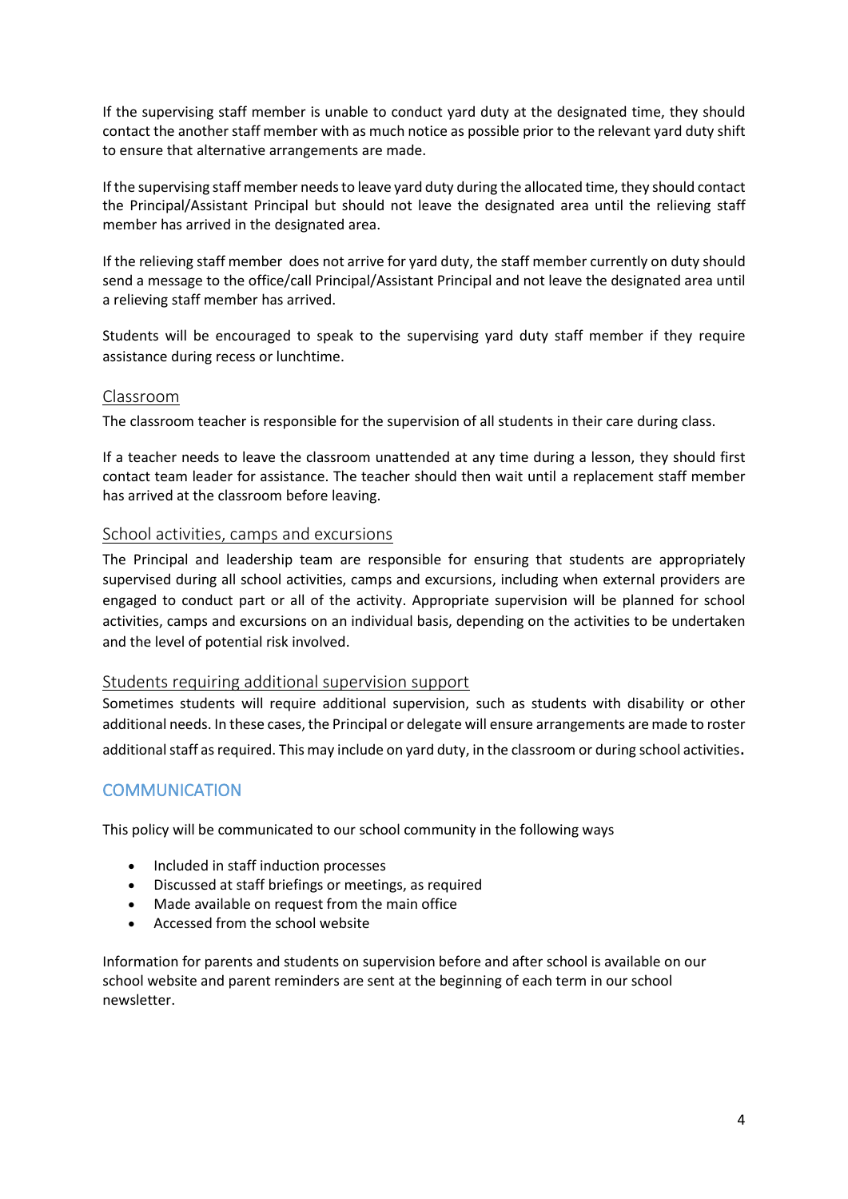If the supervising staff member is unable to conduct yard duty at the designated time, they should contact the another staff member with as much notice as possible prior to the relevant yard duty shift to ensure that alternative arrangements are made.

If the supervising staff member needs to leave yard duty during the allocated time, they should contact the Principal/Assistant Principal but should not leave the designated area until the relieving staff member has arrived in the designated area.

If the relieving staff member does not arrive for yard duty, the staff member currently on duty should send a message to the office/call Principal/Assistant Principal and not leave the designated area until a relieving staff member has arrived.

Students will be encouraged to speak to the supervising yard duty staff member if they require assistance during recess or lunchtime.

### Classroom

The classroom teacher is responsible for the supervision of all students in their care during class.

If a teacher needs to leave the classroom unattended at any time during a lesson, they should first contact team leader for assistance. The teacher should then wait until a replacement staff member has arrived at the classroom before leaving.

### School activities, camps and excursions

The Principal and leadership team are responsible for ensuring that students are appropriately supervised during all school activities, camps and excursions, including when external providers are engaged to conduct part or all of the activity. Appropriate supervision will be planned for school activities, camps and excursions on an individual basis, depending on the activities to be undertaken and the level of potential risk involved.

### Students requiring additional supervision support

Sometimes students will require additional supervision, such as students with disability or other additional needs. In these cases, the Principal or delegate will ensure arrangements are made to roster additional staff as required. This may include on yard duty, in the classroom or during school activities.

## COMMUNICATION

This policy will be communicated to our school community in the following ways

- Included in staff induction processes
- Discussed at staff briefings or meetings, as required
- Made available on request from the main office
- Accessed from the school website

Information for parents and students on supervision before and after school is available on our school website and parent reminders are sent at the beginning of each term in our school newsletter.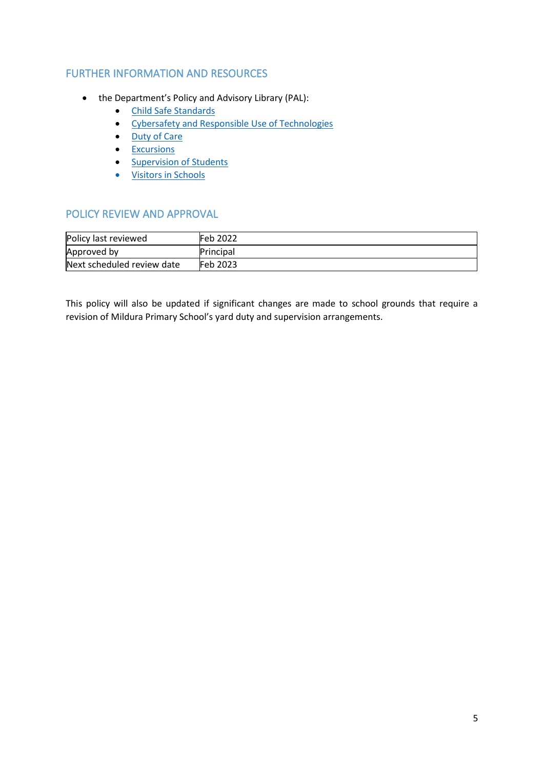## FURTHER INFORMATION AND RESOURCES

- the Department's Policy and Advisory Library (PAL):
  - Child Safe Standards
  - Cybersafety and Responsible Use of Technologies
  - Duty of Care
  - Excursions
  - Supervision of Students
  - Visitors in Schools

## POLICY REVIEW AND APPROVAL

| | |
|---|---|
| Policy last reviewed | Feb 2022 |
| Approved by | Principal |
| Next scheduled review date | Feb 2023 |

This policy will also be updated if significant changes are made to school grounds that require a revision of Mildura Primary School's yard duty and supervision arrangements.